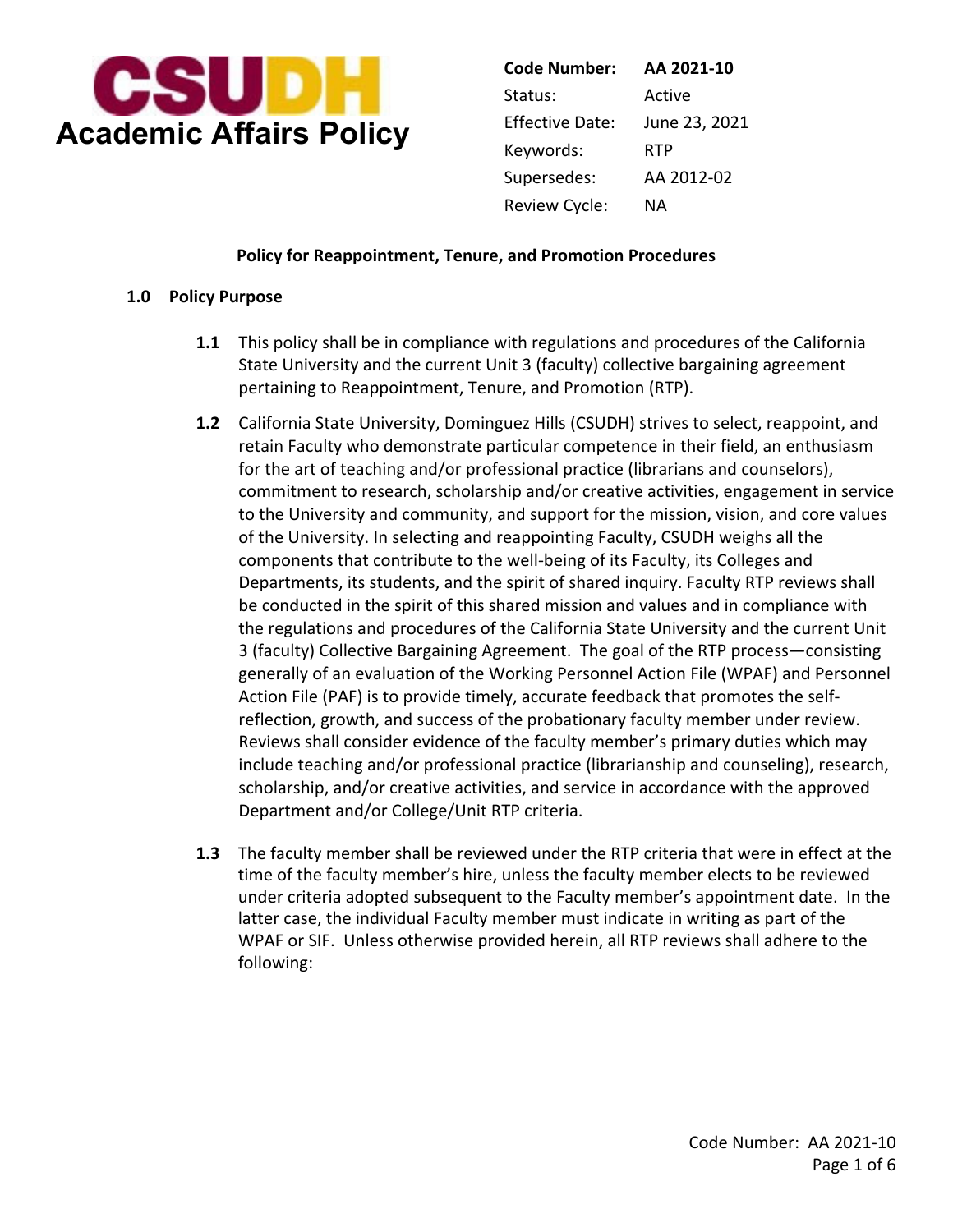# CSUDH Academic Affairs Policy

| | |
|---|---|
| **Code Number:** | **AA 2021-10** |
| Status: | Active |
| Effective Date: | June 23, 2021 |
| Keywords: | RTP |
| Supersedes: | AA 2012-02 |
| Review Cycle: | NA |

## Policy for Reappointment, Tenure, and Promotion Procedures

### 1.0 Policy Purpose

**1.1** This policy shall be in compliance with regulations and procedures of the California State University and the current Unit 3 (faculty) collective bargaining agreement pertaining to Reappointment, Tenure, and Promotion (RTP).

**1.2** California State University, Dominguez Hills (CSUDH) strives to select, reappoint, and retain Faculty who demonstrate particular competence in their field, an enthusiasm for the art of teaching and/or professional practice (librarians and counselors), commitment to research, scholarship and/or creative activities, engagement in service to the University and community, and support for the mission, vision, and core values of the University. In selecting and reappointing Faculty, CSUDH weighs all the components that contribute to the well-being of its Faculty, its Colleges and Departments, its students, and the spirit of shared inquiry. Faculty RTP reviews shall be conducted in the spirit of this shared mission and values and in compliance with the regulations and procedures of the California State University and the current Unit 3 (faculty) Collective Bargaining Agreement. The goal of the RTP process—consisting generally of an evaluation of the Working Personnel Action File (WPAF) and Personnel Action File (PAF) is to provide timely, accurate feedback that promotes the self-reflection, growth, and success of the probationary faculty member under review. Reviews shall consider evidence of the faculty member's primary duties which may include teaching and/or professional practice (librarianship and counseling), research, scholarship, and/or creative activities, and service in accordance with the approved Department and/or College/Unit RTP criteria.

**1.3** The faculty member shall be reviewed under the RTP criteria that were in effect at the time of the faculty member's hire, unless the faculty member elects to be reviewed under criteria adopted subsequent to the Faculty member's appointment date. In the latter case, the individual Faculty member must indicate in writing as part of the WPAF or SIF. Unless otherwise provided herein, all RTP reviews shall adhere to the following: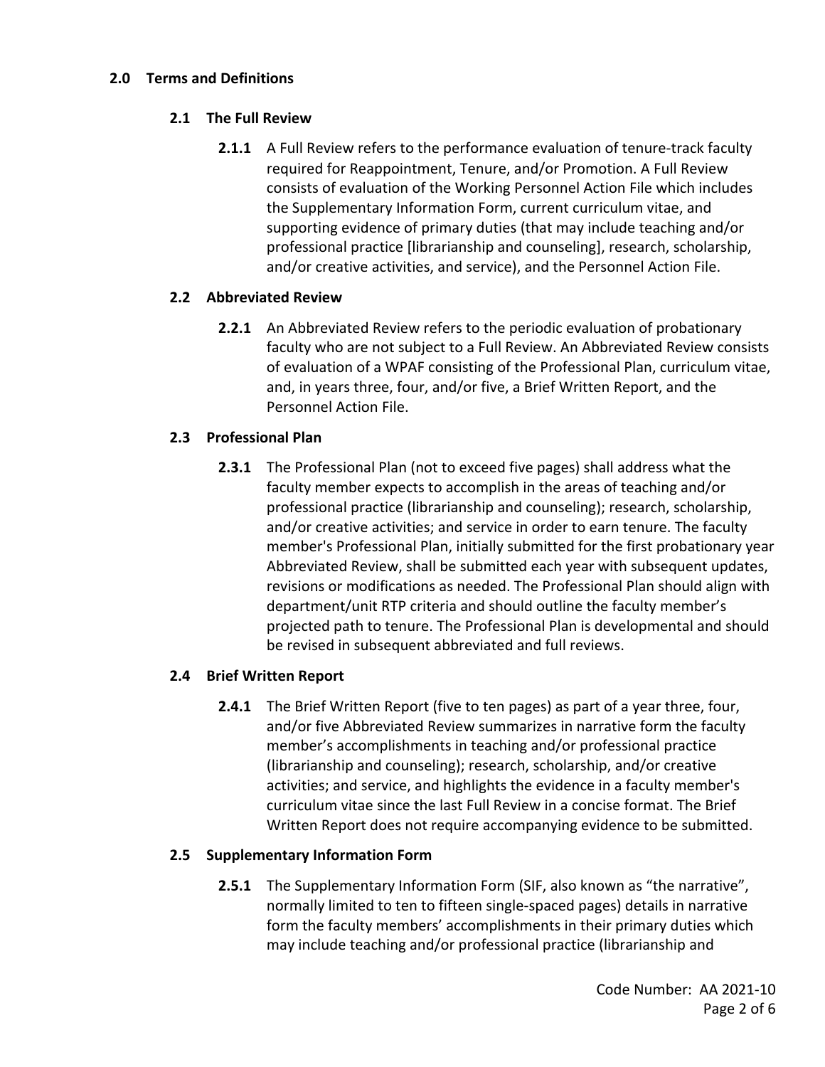## 2.0 Terms and Definitions

### 2.1 The Full Review

**2.1.1** A Full Review refers to the performance evaluation of tenure-track faculty required for Reappointment, Tenure, and/or Promotion. A Full Review consists of evaluation of the Working Personnel Action File which includes the Supplementary Information Form, current curriculum vitae, and supporting evidence of primary duties (that may include teaching and/or professional practice [librarianship and counseling], research, scholarship, and/or creative activities, and service), and the Personnel Action File.

### 2.2 Abbreviated Review

**2.2.1** An Abbreviated Review refers to the periodic evaluation of probationary faculty who are not subject to a Full Review. An Abbreviated Review consists of evaluation of a WPAF consisting of the Professional Plan, curriculum vitae, and, in years three, four, and/or five, a Brief Written Report, and the Personnel Action File.

### 2.3 Professional Plan

**2.3.1** The Professional Plan (not to exceed five pages) shall address what the faculty member expects to accomplish in the areas of teaching and/or professional practice (librarianship and counseling); research, scholarship, and/or creative activities; and service in order to earn tenure. The faculty member's Professional Plan, initially submitted for the first probationary year Abbreviated Review, shall be submitted each year with subsequent updates, revisions or modifications as needed. The Professional Plan should align with department/unit RTP criteria and should outline the faculty member's projected path to tenure. The Professional Plan is developmental and should be revised in subsequent abbreviated and full reviews.

### 2.4 Brief Written Report

**2.4.1** The Brief Written Report (five to ten pages) as part of a year three, four, and/or five Abbreviated Review summarizes in narrative form the faculty member's accomplishments in teaching and/or professional practice (librarianship and counseling); research, scholarship, and/or creative activities; and service, and highlights the evidence in a faculty member's curriculum vitae since the last Full Review in a concise format. The Brief Written Report does not require accompanying evidence to be submitted.

### 2.5 Supplementary Information Form

**2.5.1** The Supplementary Information Form (SIF, also known as "the narrative", normally limited to ten to fifteen single-spaced pages) details in narrative form the faculty members' accomplishments in their primary duties which may include teaching and/or professional practice (librarianship and

Code Number: AA 2021-10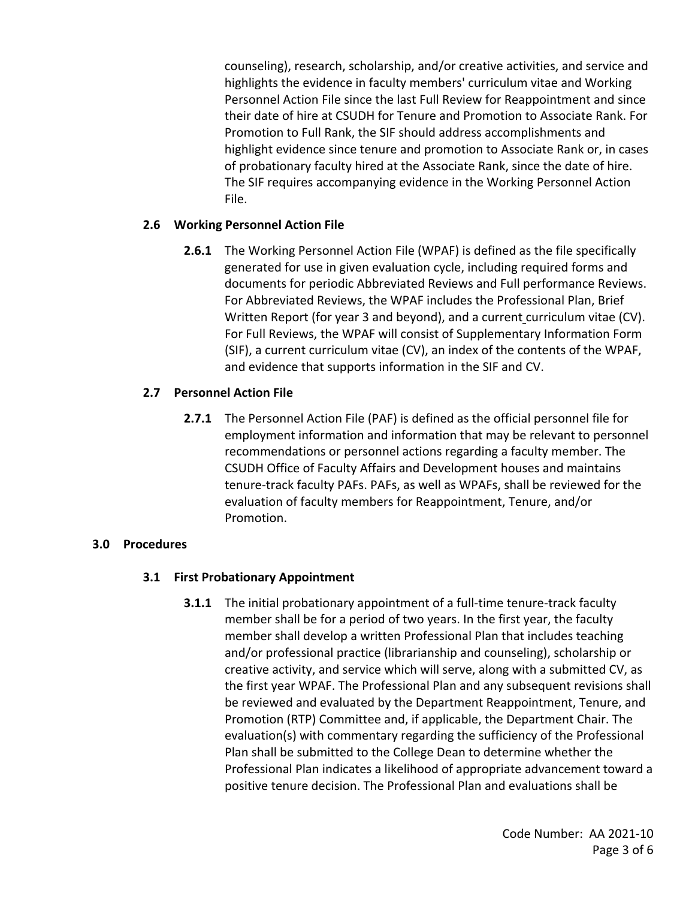counseling), research, scholarship, and/or creative activities, and service and highlights the evidence in faculty members' curriculum vitae and Working Personnel Action File since the last Full Review for Reappointment and since their date of hire at CSUDH for Tenure and Promotion to Associate Rank. For Promotion to Full Rank, the SIF should address accomplishments and highlight evidence since tenure and promotion to Associate Rank or, in cases of probationary faculty hired at the Associate Rank, since the date of hire. The SIF requires accompanying evidence in the Working Personnel Action File.

### 2.6 Working Personnel Action File

**2.6.1** The Working Personnel Action File (WPAF) is defined as the file specifically generated for use in given evaluation cycle, including required forms and documents for periodic Abbreviated Reviews and Full performance Reviews. For Abbreviated Reviews, the WPAF includes the Professional Plan, Brief Written Report (for year 3 and beyond), and a current curriculum vitae (CV). For Full Reviews, the WPAF will consist of Supplementary Information Form (SIF), a current curriculum vitae (CV), an index of the contents of the WPAF, and evidence that supports information in the SIF and CV.

### 2.7 Personnel Action File

**2.7.1** The Personnel Action File (PAF) is defined as the official personnel file for employment information and information that may be relevant to personnel recommendations or personnel actions regarding a faculty member. The CSUDH Office of Faculty Affairs and Development houses and maintains tenure-track faculty PAFs. PAFs, as well as WPAFs, shall be reviewed for the evaluation of faculty members for Reappointment, Tenure, and/or Promotion.

## 3.0 Procedures

### 3.1 First Probationary Appointment

**3.1.1** The initial probationary appointment of a full-time tenure-track faculty member shall be for a period of two years. In the first year, the faculty member shall develop a written Professional Plan that includes teaching and/or professional practice (librarianship and counseling), scholarship or creative activity, and service which will serve, along with a submitted CV, as the first year WPAF. The Professional Plan and any subsequent revisions shall be reviewed and evaluated by the Department Reappointment, Tenure, and Promotion (RTP) Committee and, if applicable, the Department Chair. The evaluation(s) with commentary regarding the sufficiency of the Professional Plan shall be submitted to the College Dean to determine whether the Professional Plan indicates a likelihood of appropriate advancement toward a positive tenure decision. The Professional Plan and evaluations shall be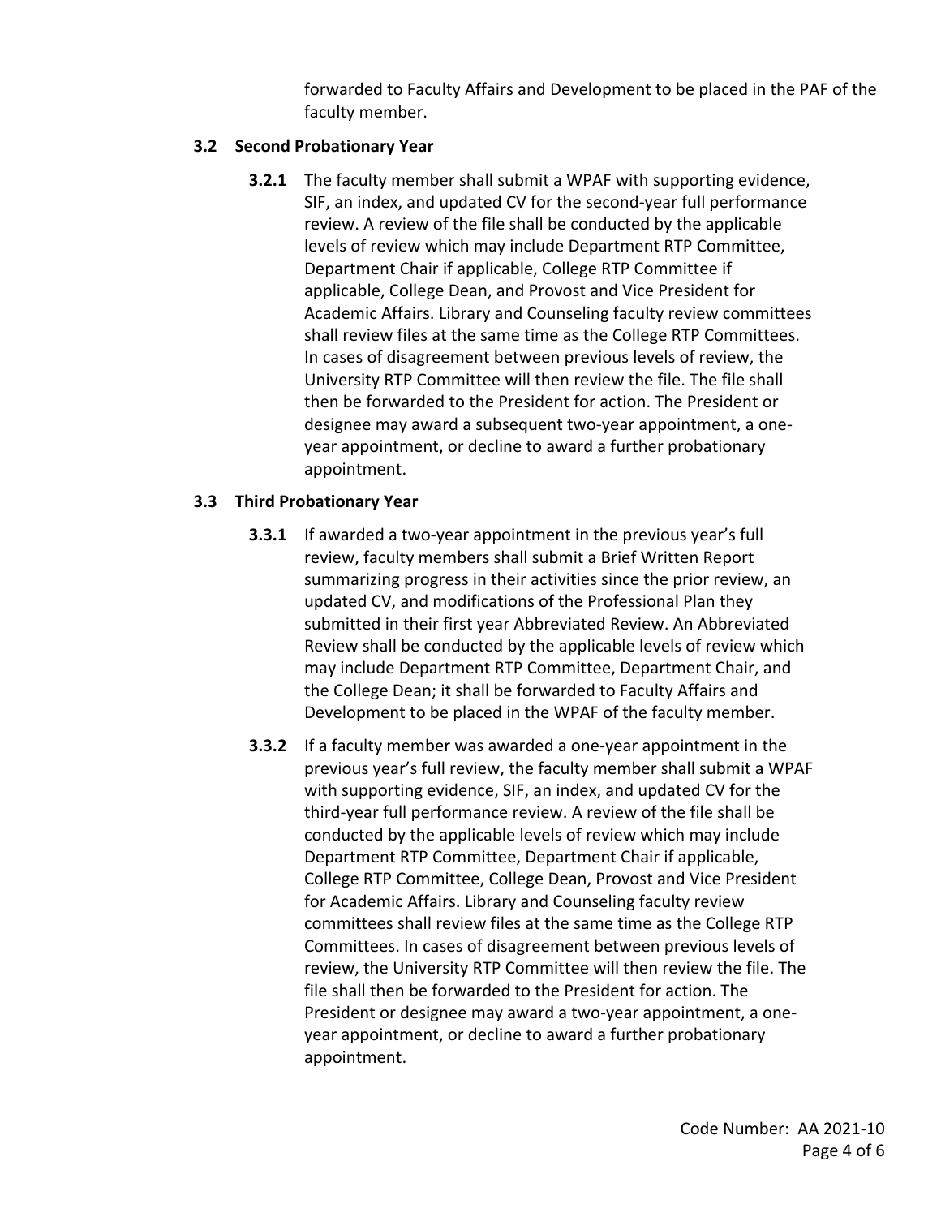forwarded to Faculty Affairs and Development to be placed in the PAF of the faculty member.

### 3.2 Second Probationary Year

**3.2.1** The faculty member shall submit a WPAF with supporting evidence, SIF, an index, and updated CV for the second-year full performance review. A review of the file shall be conducted by the applicable levels of review which may include Department RTP Committee, Department Chair if applicable, College RTP Committee if applicable, College Dean, and Provost and Vice President for Academic Affairs. Library and Counseling faculty review committees shall review files at the same time as the College RTP Committees. In cases of disagreement between previous levels of review, the University RTP Committee will then review the file. The file shall then be forwarded to the President for action. The President or designee may award a subsequent two-year appointment, a one-year appointment, or decline to award a further probationary appointment.

### 3.3 Third Probationary Year

**3.3.1** If awarded a two-year appointment in the previous year's full review, faculty members shall submit a Brief Written Report summarizing progress in their activities since the prior review, an updated CV, and modifications of the Professional Plan they submitted in their first year Abbreviated Review. An Abbreviated Review shall be conducted by the applicable levels of review which may include Department RTP Committee, Department Chair, and the College Dean; it shall be forwarded to Faculty Affairs and Development to be placed in the WPAF of the faculty member.

**3.3.2** If a faculty member was awarded a one-year appointment in the previous year's full review, the faculty member shall submit a WPAF with supporting evidence, SIF, an index, and updated CV for the third-year full performance review. A review of the file shall be conducted by the applicable levels of review which may include Department RTP Committee, Department Chair if applicable, College RTP Committee, College Dean, Provost and Vice President for Academic Affairs. Library and Counseling faculty review committees shall review files at the same time as the College RTP Committees. In cases of disagreement between previous levels of review, the University RTP Committee will then review the file. The file shall then be forwarded to the President for action. The President or designee may award a two-year appointment, a one-year appointment, or decline to award a further probationary appointment.

Code Number: AA 2021-10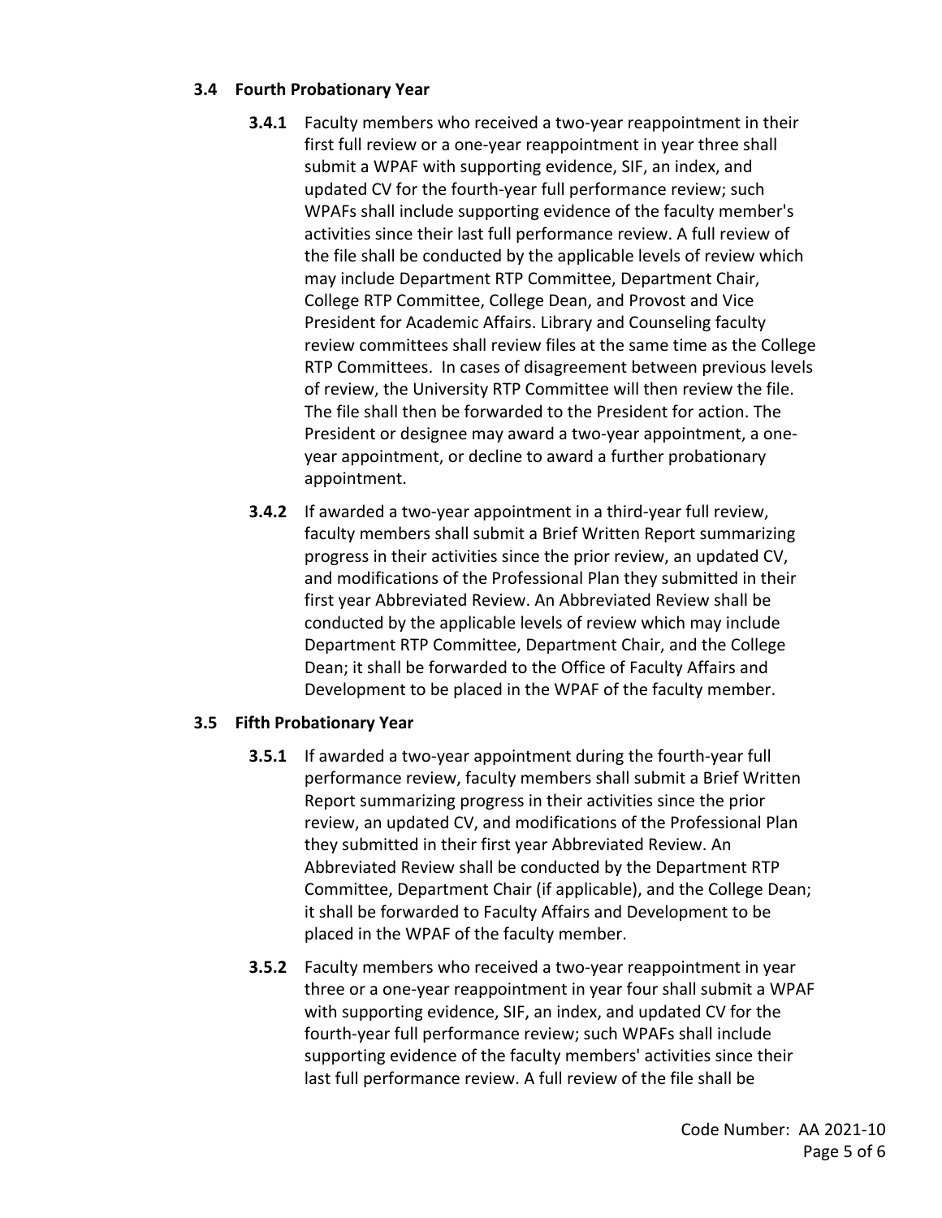### 3.4 Fourth Probationary Year

**3.4.1** Faculty members who received a two-year reappointment in their first full review or a one-year reappointment in year three shall submit a WPAF with supporting evidence, SIF, an index, and updated CV for the fourth-year full performance review; such WPAFs shall include supporting evidence of the faculty member's activities since their last full performance review. A full review of the file shall be conducted by the applicable levels of review which may include Department RTP Committee, Department Chair, College RTP Committee, College Dean, and Provost and Vice President for Academic Affairs. Library and Counseling faculty review committees shall review files at the same time as the College RTP Committees. In cases of disagreement between previous levels of review, the University RTP Committee will then review the file. The file shall then be forwarded to the President for action. The President or designee may award a two-year appointment, a one-year appointment, or decline to award a further probationary appointment.

**3.4.2** If awarded a two-year appointment in a third-year full review, faculty members shall submit a Brief Written Report summarizing progress in their activities since the prior review, an updated CV, and modifications of the Professional Plan they submitted in their first year Abbreviated Review. An Abbreviated Review shall be conducted by the applicable levels of review which may include Department RTP Committee, Department Chair, and the College Dean; it shall be forwarded to the Office of Faculty Affairs and Development to be placed in the WPAF of the faculty member.

### 3.5 Fifth Probationary Year

**3.5.1** If awarded a two-year appointment during the fourth-year full performance review, faculty members shall submit a Brief Written Report summarizing progress in their activities since the prior review, an updated CV, and modifications of the Professional Plan they submitted in their first year Abbreviated Review. An Abbreviated Review shall be conducted by the Department RTP Committee, Department Chair (if applicable), and the College Dean; it shall be forwarded to Faculty Affairs and Development to be placed in the WPAF of the faculty member.

**3.5.2** Faculty members who received a two-year reappointment in year three or a one-year reappointment in year four shall submit a WPAF with supporting evidence, SIF, an index, and updated CV for the fourth-year full performance review; such WPAFs shall include supporting evidence of the faculty members' activities since their last full performance review. A full review of the file shall be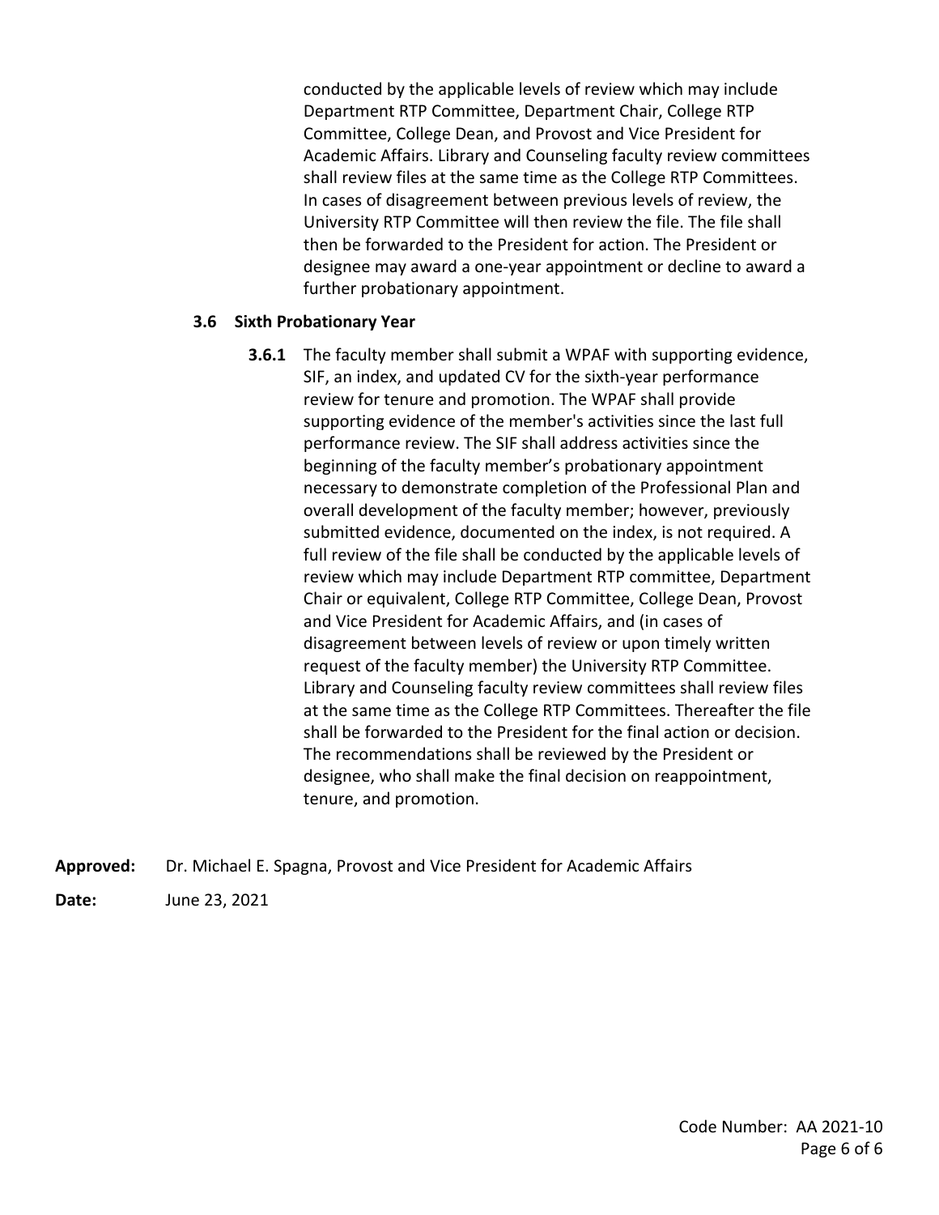conducted by the applicable levels of review which may include Department RTP Committee, Department Chair, College RTP Committee, College Dean, and Provost and Vice President for Academic Affairs. Library and Counseling faculty review committees shall review files at the same time as the College RTP Committees. In cases of disagreement between previous levels of review, the University RTP Committee will then review the file. The file shall then be forwarded to the President for action. The President or designee may award a one-year appointment or decline to award a further probationary appointment.

### 3.6 Sixth Probationary Year

**3.6.1** The faculty member shall submit a WPAF with supporting evidence, SIF, an index, and updated CV for the sixth-year performance review for tenure and promotion. The WPAF shall provide supporting evidence of the member's activities since the last full performance review. The SIF shall address activities since the beginning of the faculty member's probationary appointment necessary to demonstrate completion of the Professional Plan and overall development of the faculty member; however, previously submitted evidence, documented on the index, is not required. A full review of the file shall be conducted by the applicable levels of review which may include Department RTP committee, Department Chair or equivalent, College RTP Committee, College Dean, Provost and Vice President for Academic Affairs, and (in cases of disagreement between levels of review or upon timely written request of the faculty member) the University RTP Committee. Library and Counseling faculty review committees shall review files at the same time as the College RTP Committees. Thereafter the file shall be forwarded to the President for the final action or decision. The recommendations shall be reviewed by the President or designee, who shall make the final decision on reappointment, tenure, and promotion.

**Approved:** Dr. Michael E. Spagna, Provost and Vice President for Academic Affairs

**Date:** June 23, 2021

Code Number: AA 2021-10